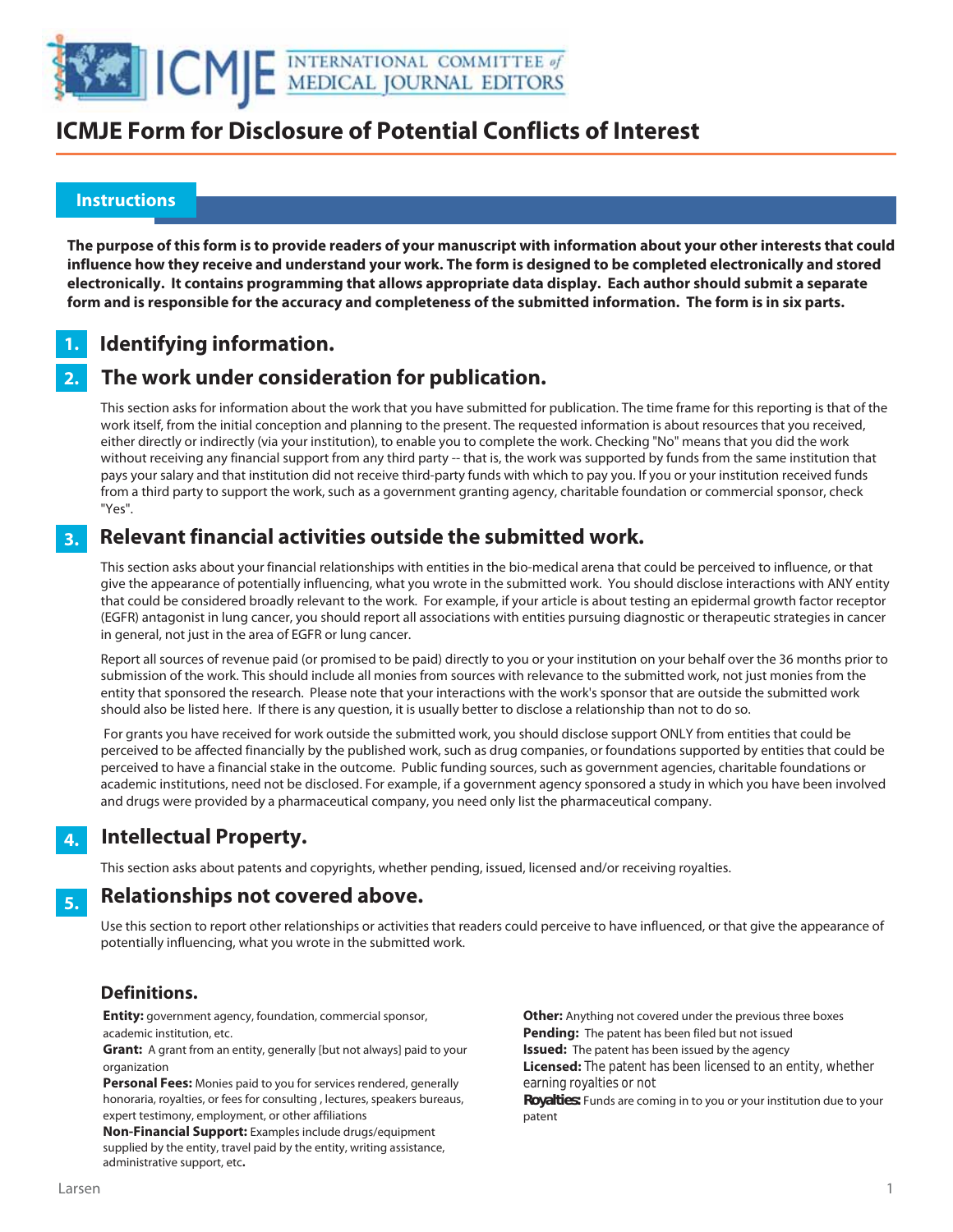# ICMJE Form for Disclosure of Potential Conflicts of Interest

## Instructions

**The purpose of this form is to provide readers of your manuscript with information about your other interests that could influence how they receive and understand your work. The form is designed to be completed electronically and stored electronically. It contains programming that allows appropriate data display. Each author should submit a separate form and is responsible for the accuracy and completeness of the submitted information. The form is in six parts.**

## 1. Identifying information.

## 2. The work under consideration for publication.

This section asks for information about the work that you have submitted for publication. The time frame for this reporting is that of the work itself, from the initial conception and planning to the present. The requested information is about resources that you received, either directly or indirectly (via your institution), to enable you to complete the work. Checking "No" means that you did the work without receiving any financial support from any third party -- that is, the work was supported by funds from the same institution that pays your salary and that institution did not receive third-party funds with which to pay you. If you or your institution received funds from a third party to support the work, such as a government granting agency, charitable foundation or commercial sponsor, check "Yes".

## 3. Relevant financial activities outside the submitted work.

This section asks about your financial relationships with entities in the bio-medical arena that could be perceived to influence, or that give the appearance of potentially influencing, what you wrote in the submitted work. You should disclose interactions with ANY entity that could be considered broadly relevant to the work. For example, if your article is about testing an epidermal growth factor receptor (EGFR) antagonist in lung cancer, you should report all associations with entities pursuing diagnostic or therapeutic strategies in cancer in general, not just in the area of EGFR or lung cancer.

Report all sources of revenue paid (or promised to be paid) directly to you or your institution on your behalf over the 36 months prior to submission of the work. This should include all monies from sources with relevance to the submitted work, not just monies from the entity that sponsored the research. Please note that your interactions with the work's sponsor that are outside the submitted work should also be listed here. If there is any question, it is usually better to disclose a relationship than not to do so.

For grants you have received for work outside the submitted work, you should disclose support ONLY from entities that could be perceived to be affected financially by the published work, such as drug companies, or foundations supported by entities that could be perceived to have a financial stake in the outcome. Public funding sources, such as government agencies, charitable foundations or academic institutions, need not be disclosed. For example, if a government agency sponsored a study in which you have been involved and drugs were provided by a pharmaceutical company, you need only list the pharmaceutical company.

## 4. Intellectual Property.

This section asks about patents and copyrights, whether pending, issued, licensed and/or receiving royalties.

## 5. Relationships not covered above.

Use this section to report other relationships or activities that readers could perceive to have influenced, or that give the appearance of potentially influencing, what you wrote in the submitted work.

### Definitions.

**Entity:** government agency, foundation, commercial sponsor, academic institution, etc.

**Grant:** A grant from an entity, generally [but not always] paid to your organization

**Personal Fees:** Monies paid to you for services rendered, generally honoraria, royalties, or fees for consulting , lectures, speakers bureaus, expert testimony, employment, or other affiliations

**Non-Financial Support:** Examples include drugs/equipment supplied by the entity, travel paid by the entity, writing assistance, administrative support, etc**.**

**Other:** Anything not covered under the previous three boxes

**Pending:** The patent has been filed but not issued

**Issued:** The patent has been issued by the agency

**Licensed:** The patent has been licensed to an entity, whether earning royalties or not

**Royalties:** Funds are coming in to you or your institution due to your patent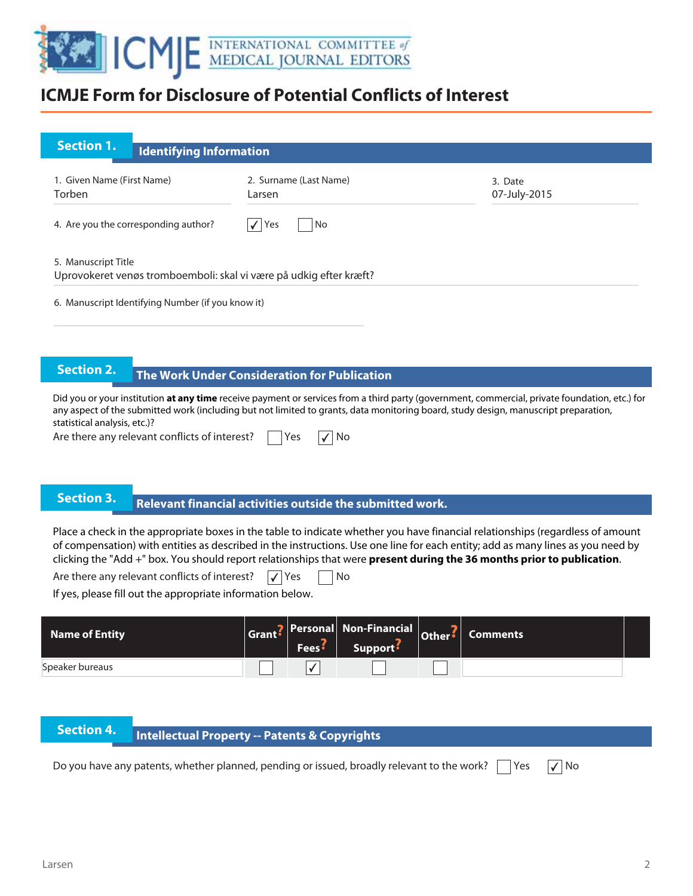# ICMJE Form for Disclosure of Potential Conflicts of Interest

## Section 1. Identifying Information

1. Given Name (First Name)
Torben

2. Surname (Last Name)
Larsen

3. Date
07-July-2015

4. Are you the corresponding author? ☑ Yes ☐ No

5. Manuscript Title
Uprovokeret venøs tromboemboli: skal vi være på udkig efter kræft?

6. Manuscript Identifying Number (if you know it)

## Section 2. The Work Under Consideration for Publication

Did you or your institution **at any time** receive payment or services from a third party (government, commercial, private foundation, etc.) for any aspect of the submitted work (including but not limited to grants, data monitoring board, study design, manuscript preparation, statistical analysis, etc.)?

Are there any relevant conflicts of interest? ☐ Yes ☑ No

## Section 3. Relevant financial activities outside the submitted work.

Place a check in the appropriate boxes in the table to indicate whether you have financial relationships (regardless of amount of compensation) with entities as described in the instructions. Use one line for each entity; add as many lines as you need by clicking the "Add +" box. You should report relationships that were **present during the 36 months prior to publication**.

Are there any relevant conflicts of interest? ☑ Yes ☐ No

If yes, please fill out the appropriate information below.

| Name of Entity | Grant | Personal Fees | Non-Financial Support | Other | Comments |
|---|---|---|---|---|---|
| Speaker bureaus | ☐ | ☑ | ☐ | ☐ | |

## Section 4. Intellectual Property -- Patents & Copyrights

Do you have any patents, whether planned, pending or issued, broadly relevant to the work? ☐ Yes ☑ No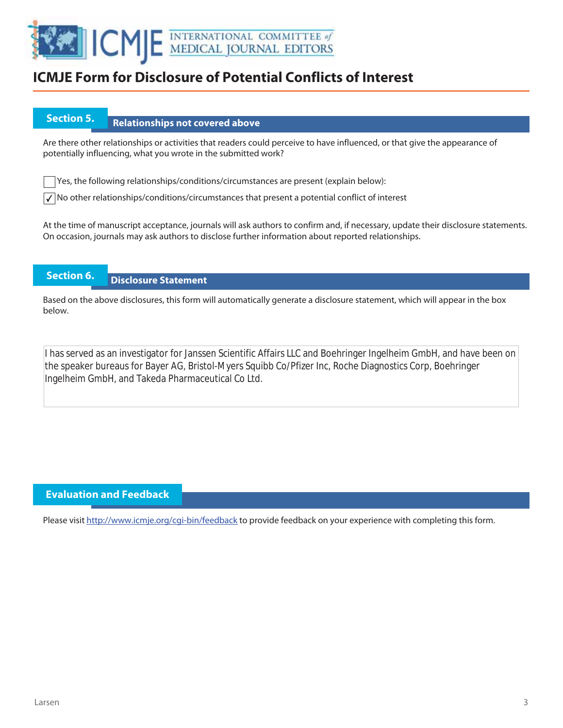# ICMJE Form for Disclosure of Potential Conflicts of Interest

## Section 5. Relationships not covered above

Are there other relationships or activities that readers could perceive to have influenced, or that give the appearance of potentially influencing, what you wrote in the submitted work?

☐ Yes, the following relationships/conditions/circumstances are present (explain below):

☑ No other relationships/conditions/circumstances that present a potential conflict of interest

At the time of manuscript acceptance, journals will ask authors to confirm and, if necessary, update their disclosure statements. On occasion, journals may ask authors to disclose further information about reported relationships.

## Section 6. Disclosure Statement

Based on the above disclosures, this form will automatically generate a disclosure statement, which will appear in the box below.

I has served as an investigator for Janssen Scientific Affairs LLC and Boehringer Ingelheim GmbH, and have been on the speaker bureaus for Bayer AG, Bristol-Myers Squibb Co/Pfizer Inc, Roche Diagnostics Corp, Boehringer Ingelheim GmbH, and Takeda Pharmaceutical Co Ltd.

## Evaluation and Feedback

Please visit http://www.icmje.org/cgi-bin/feedback to provide feedback on your experience with completing this form.